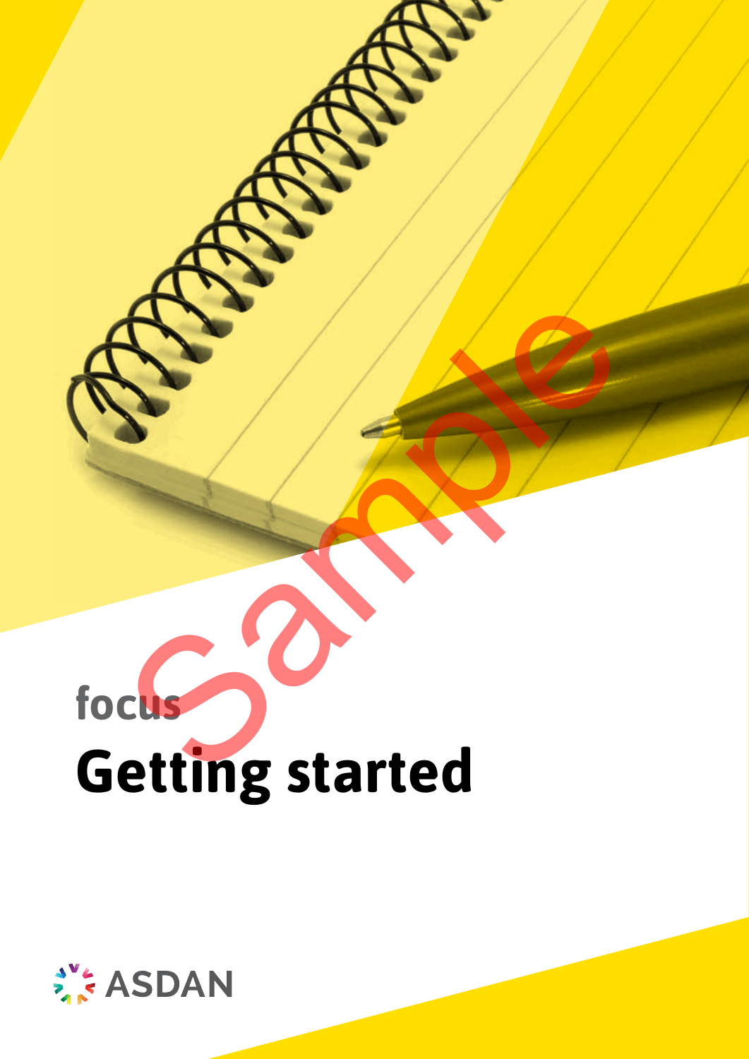focus

# Getting started

ASDAN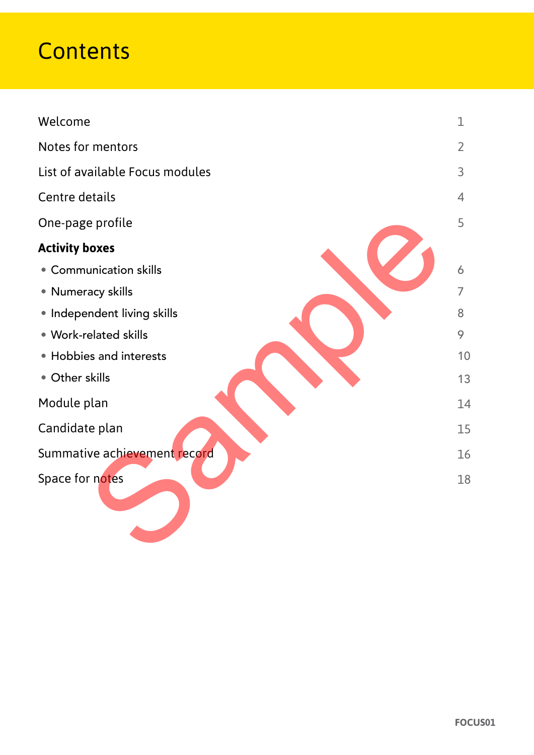# Contents

| | |
|---|---|
| Welcome | 1 |
| Notes for mentors | 2 |
| List of available Focus modules | 3 |
| Centre details | 4 |
| One-page profile | 5 |
| **Activity boxes** | |
| • Communication skills | 6 |
| • Numeracy skills | 7 |
| • Independent living skills | 8 |
| • Work-related skills | 9 |
| • Hobbies and interests | 10 |
| • Other skills | 13 |
| Module plan | 14 |
| Candidate plan | 15 |
| Summative achievement record | 16 |
| Space for notes | 18 |

Sample

FOCUS01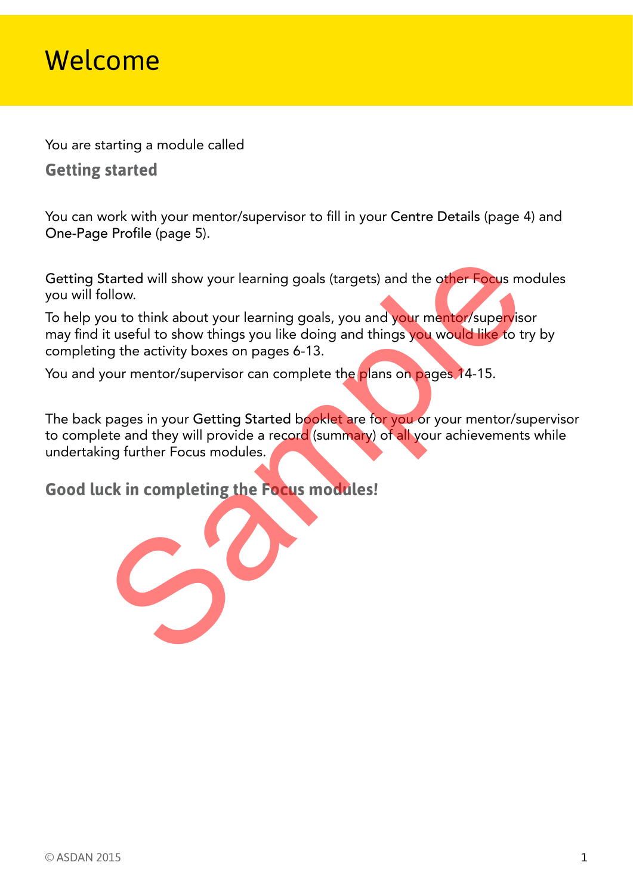# Welcome

You are starting a module called

## Getting started

You can work with your mentor/supervisor to fill in your Centre Details (page 4) and One-Page Profile (page 5).

Getting Started will show your learning goals (targets) and the other Focus modules you will follow.

To help you to think about your learning goals, you and your mentor/supervisor may find it useful to show things you like doing and things you would like to try by completing the activity boxes on pages 6-13.

You and your mentor/supervisor can complete the plans on pages 14-15.

The back pages in your Getting Started booklet are for you or your mentor/supervisor to complete and they will provide a record (summary) of all your achievements while undertaking further Focus modules.

**Good luck in completing the Focus modules!**

© ASDAN 2015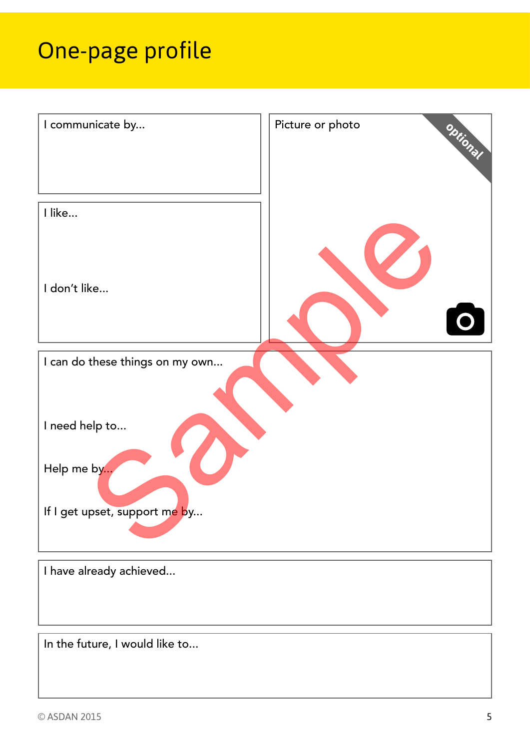# One-page profile

I communicate by...

Picture or photo

optional

I like...

I don't like...

I can do these things on my own...

I need help to...

Help me by...

If I get upset, support me by...

I have already achieved...

In the future, I would like to...

Sample

© ASDAN 2015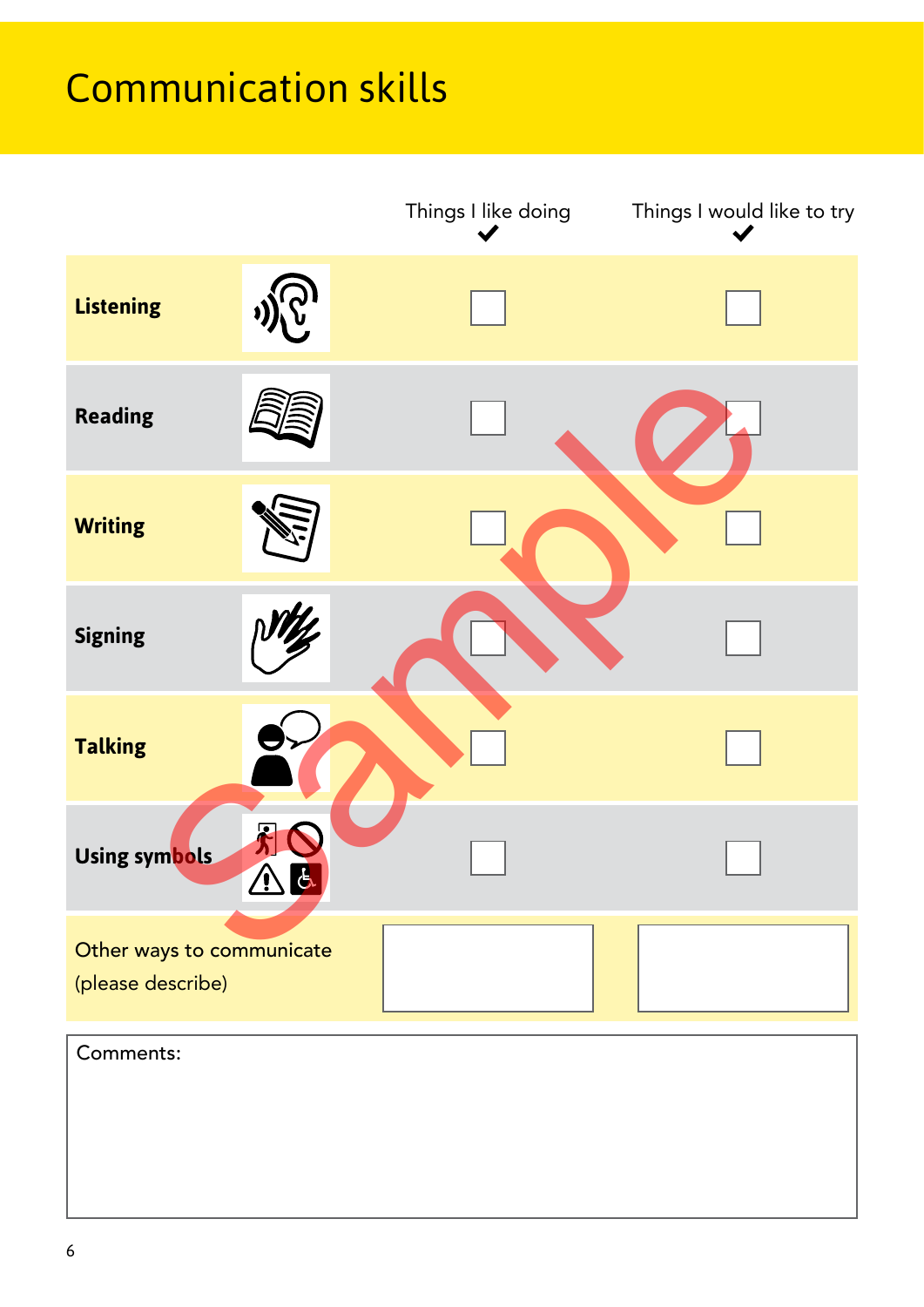# Communication skills

| | Things I like doing ✔ | Things I would like to try ✔ |
|---|---|---|
| **Listening** | ☐ | ☐ |
| **Reading** | ☐ | ☐ |
| **Writing** | ☐ | ☐ |
| **Signing** | ☐ | ☐ |
| **Talking** | ☐ | ☐ |
| **Using symbols** | ☐ | ☐ |
| Other ways to communicate (please describe) | | |

Comments:

Sample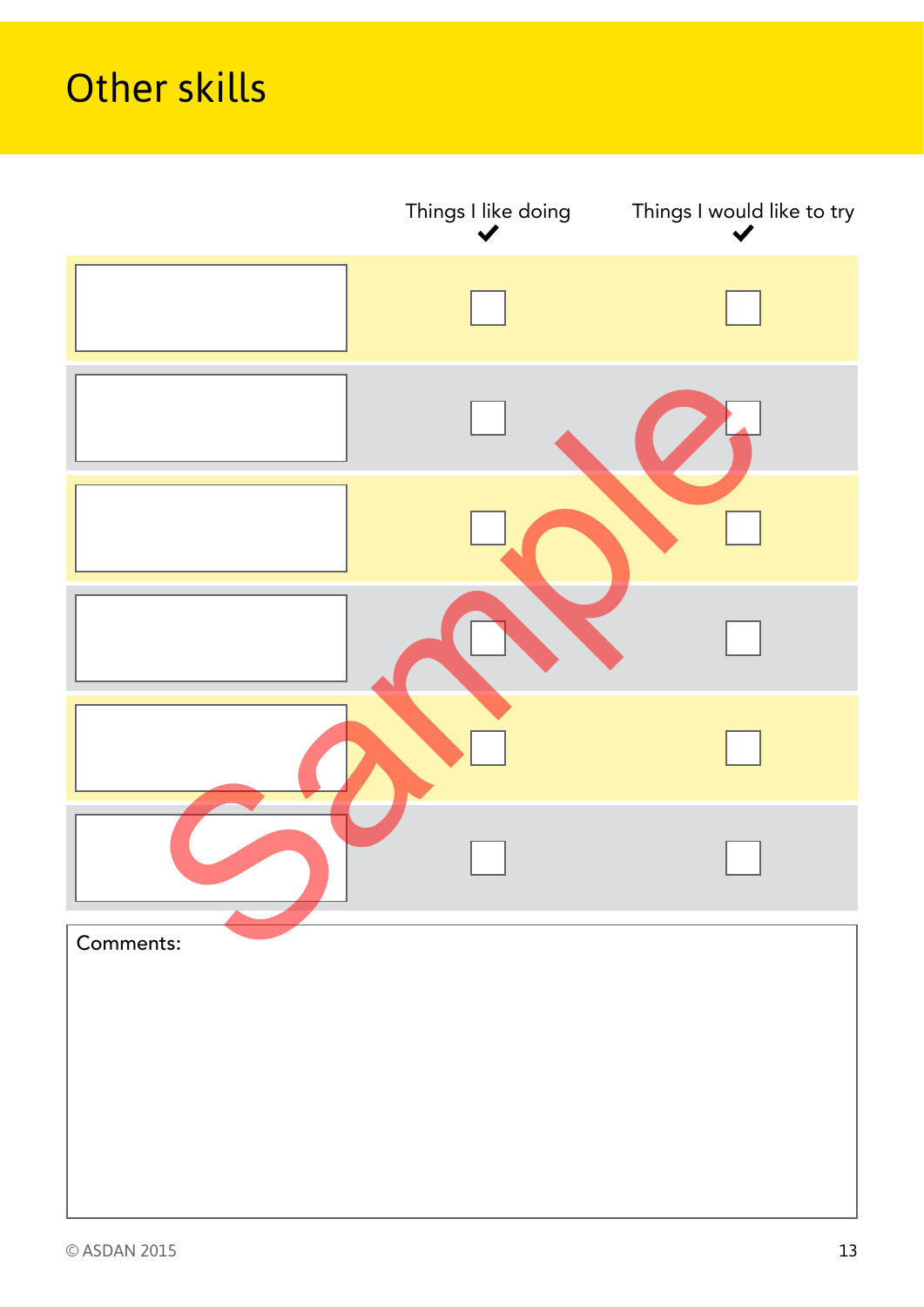# Other skills

| | Things I like doing ✔ | Things I would like to try ✔ |
|---|---|---|
| | ☐ | ☐ |
| | ☐ | ☐ |
| | ☐ | ☐ |
| | ☐ | ☐ |
| | ☐ | ☐ |
| | ☐ | ☐ |

Comments:

© ASDAN 2015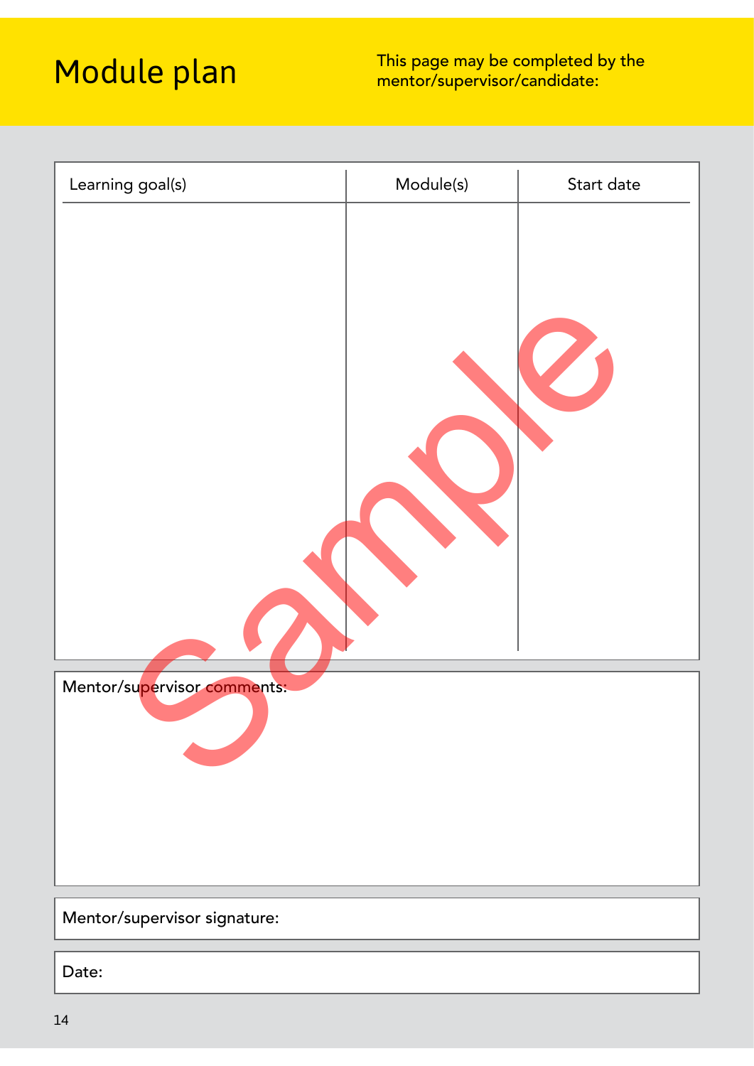# Module plan

This page may be completed by the mentor/supervisor/candidate:

| Learning goal(s) | Module(s) | Start date |
| --- | --- | --- |
| | | |

Mentor/supervisor comments:

Mentor/supervisor signature:

Date: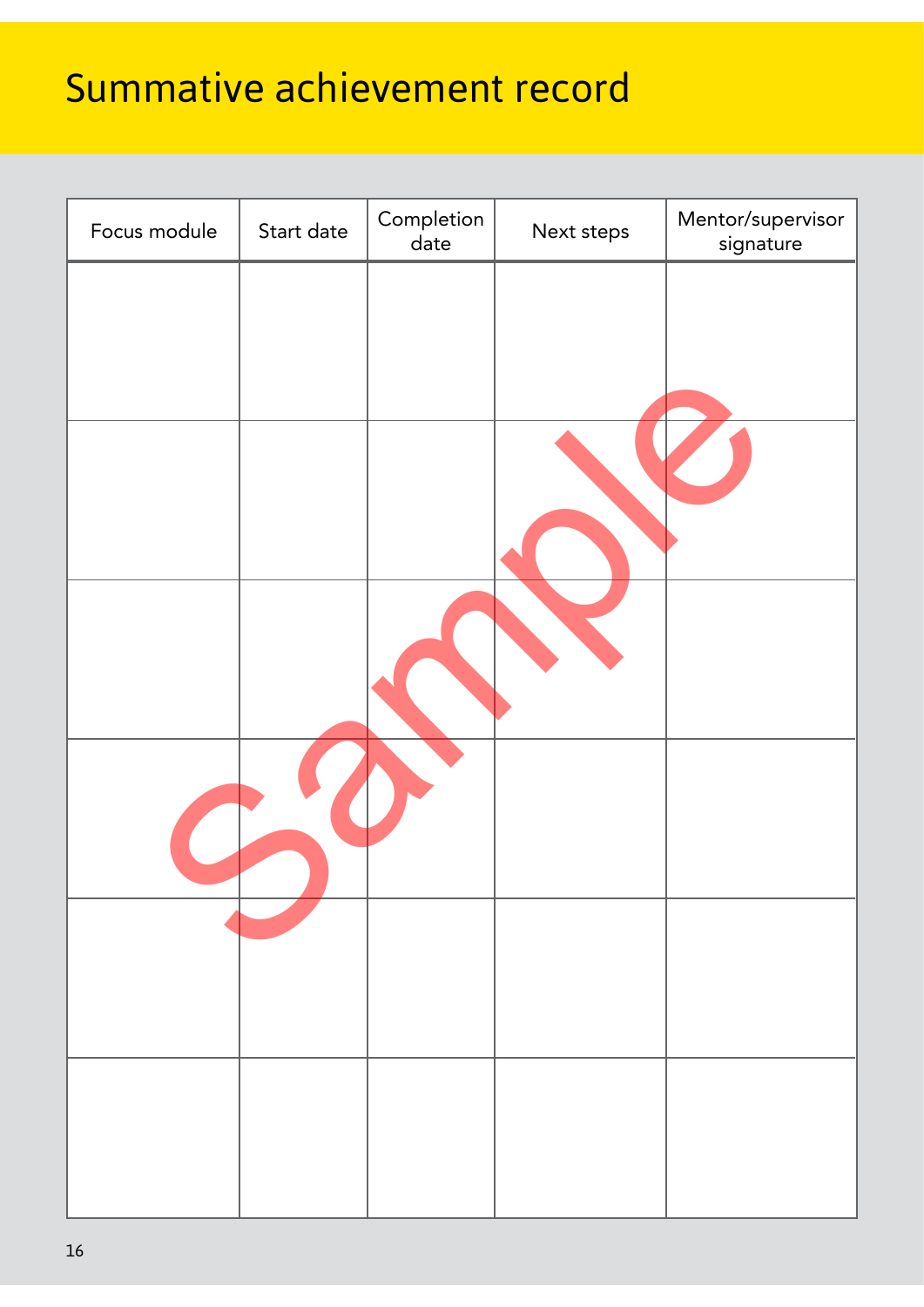# Summative achievement record

| Focus module | Start date | Completion date | Next steps | Mentor/supervisor signature |
| --- | --- | --- | --- | --- |
| | | | | |
| | | | | |
| | | | | |
| | | | | |
| | | | | |
| | | | | |

Sample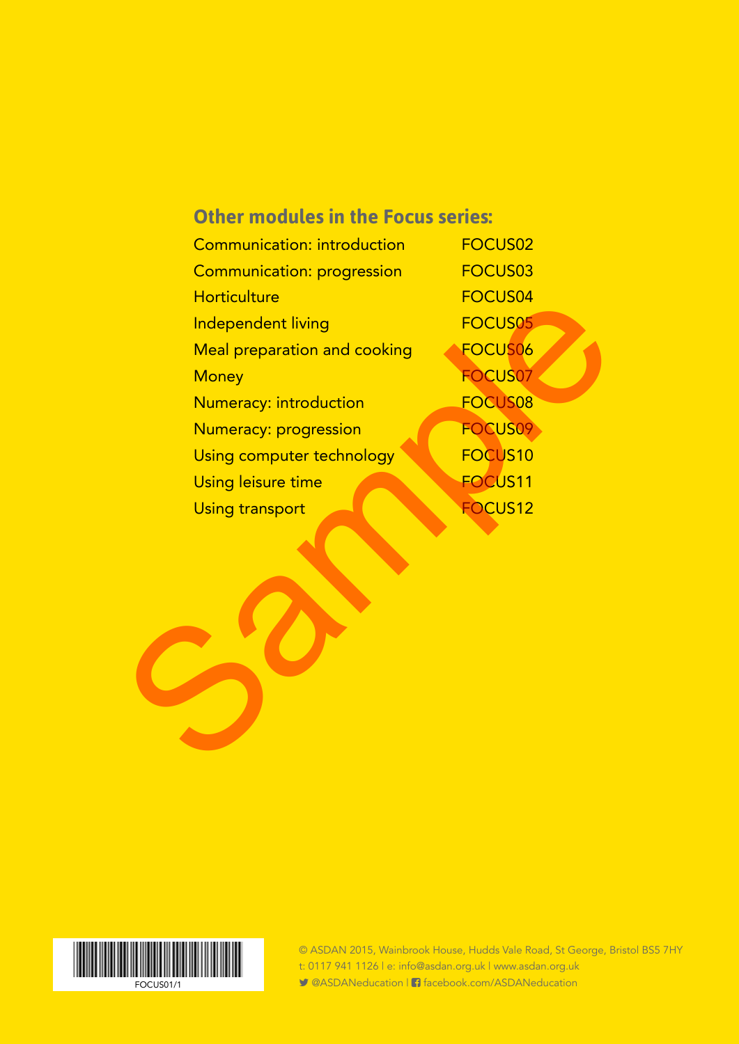## Other modules in the Focus series:

| | |
|---|---|
| Communication: introduction | FOCUS02 |
| Communication: progression | FOCUS03 |
| Horticulture | FOCUS04 |
| Independent living | FOCUS05 |
| Meal preparation and cooking | FOCUS06 |
| Money | FOCUS07 |
| Numeracy: introduction | FOCUS08 |
| Numeracy: progression | FOCUS09 |
| Using computer technology | FOCUS10 |
| Using leisure time | FOCUS11 |
| Using transport | FOCUS12 |

Sample

FOCUS01/1

© ASDAN 2015, Wainbrook House, Hudds Vale Road, St George, Bristol BS5 7HY
t: 0117 941 1126 | e: info@asdan.org.uk | www.asdan.org.uk
@ASDANeducation | facebook.com/ASDANeducation